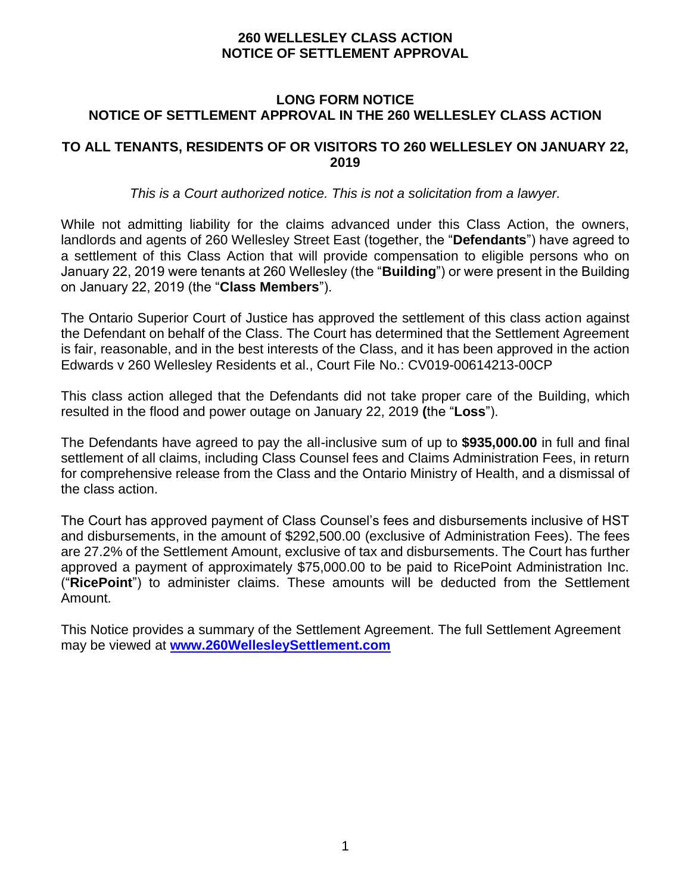# 260 WELLESLEY CLASS ACTION
# NOTICE OF SETTLEMENT APPROVAL

## LONG FORM NOTICE
## NOTICE OF SETTLEMENT APPROVAL IN THE 260 WELLESLEY CLASS ACTION

### TO ALL TENANTS, RESIDENTS OF OR VISITORS TO 260 WELLESLEY ON JANUARY 22, 2019

*This is a Court authorized notice. This is not a solicitation from a lawyer.*

While not admitting liability for the claims advanced under this Class Action, the owners, landlords and agents of 260 Wellesley Street East (together, the "**Defendants**") have agreed to a settlement of this Class Action that will provide compensation to eligible persons who on January 22, 2019 were tenants at 260 Wellesley (the "**Building**") or were present in the Building on January 22, 2019 (the "**Class Members**").

The Ontario Superior Court of Justice has approved the settlement of this class action against the Defendant on behalf of the Class. The Court has determined that the Settlement Agreement is fair, reasonable, and in the best interests of the Class, and it has been approved in the action Edwards v 260 Wellesley Residents et al., Court File No.: CV019-00614213-00CP

This class action alleged that the Defendants did not take proper care of the Building, which resulted in the flood and power outage on January 22, 2019 **(**the "**Loss**").

The Defendants have agreed to pay the all-inclusive sum of up to **$935,000.00** in full and final settlement of all claims, including Class Counsel fees and Claims Administration Fees, in return for comprehensive release from the Class and the Ontario Ministry of Health, and a dismissal of the class action.

The Court has approved payment of Class Counsel's fees and disbursements inclusive of HST and disbursements, in the amount of $292,500.00 (exclusive of Administration Fees). The fees are 27.2% of the Settlement Amount, exclusive of tax and disbursements. The Court has further approved a payment of approximately $75,000.00 to be paid to RicePoint Administration Inc. ("**RicePoint**") to administer claims. These amounts will be deducted from the Settlement Amount.

This Notice provides a summary of the Settlement Agreement. The full Settlement Agreement may be viewed at **www.260WellesleySettlement.com**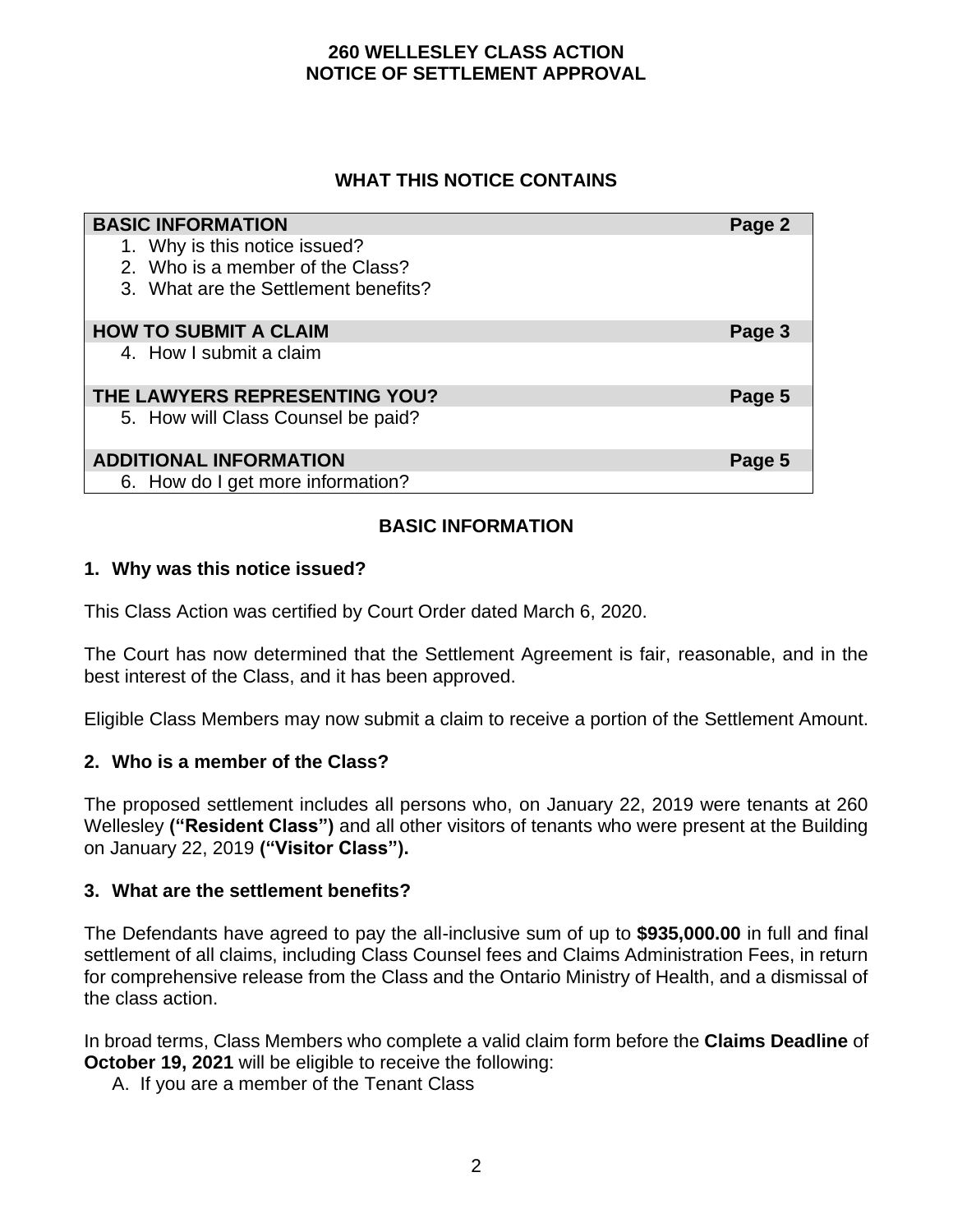# 260 WELLESLEY CLASS ACTION
# NOTICE OF SETTLEMENT APPROVAL

## WHAT THIS NOTICE CONTAINS

| BASIC INFORMATION | Page 2 |
|---|---|
| 1. Why is this notice issued? | |
| 2. Who is a member of the Class? | |
| 3. What are the Settlement benefits? | |
| **HOW TO SUBMIT A CLAIM** | **Page 3** |
| 4. How I submit a claim | |
| **THE LAWYERS REPRESENTING YOU?** | **Page 5** |
| 5. How will Class Counsel be paid? | |
| **ADDITIONAL INFORMATION** | **Page 5** |
| 6. How do I get more information? | |

## BASIC INFORMATION

### 1. Why was this notice issued?

This Class Action was certified by Court Order dated March 6, 2020.

The Court has now determined that the Settlement Agreement is fair, reasonable, and in the best interest of the Class, and it has been approved.

Eligible Class Members may now submit a claim to receive a portion of the Settlement Amount.

### 2. Who is a member of the Class?

The proposed settlement includes all persons who, on January 22, 2019 were tenants at 260 Wellesley **("Resident Class")** and all other visitors of tenants who were present at the Building on January 22, 2019 **("Visitor Class").**

### 3. What are the settlement benefits?

The Defendants have agreed to pay the all-inclusive sum of up to **$935,000.00** in full and final settlement of all claims, including Class Counsel fees and Claims Administration Fees, in return for comprehensive release from the Class and the Ontario Ministry of Health, and a dismissal of the class action.

In broad terms, Class Members who complete a valid claim form before the **Claims Deadline** of **October 19, 2021** will be eligible to receive the following:

A. If you are a member of the Tenant Class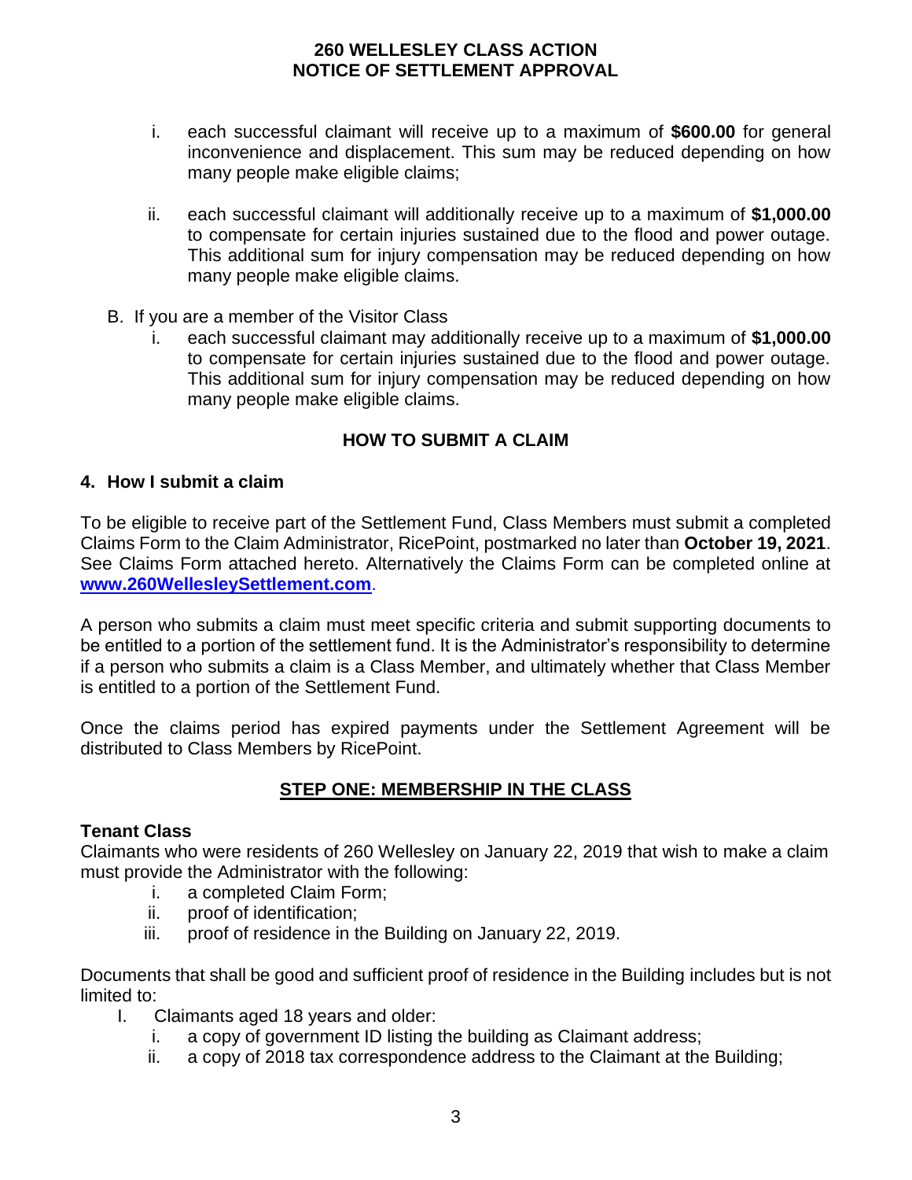i. each successful claimant will receive up to a maximum of **$600.00** for general inconvenience and displacement. This sum may be reduced depending on how many people make eligible claims;

ii. each successful claimant will additionally receive up to a maximum of **$1,000.00** to compensate for certain injuries sustained due to the flood and power outage. This additional sum for injury compensation may be reduced depending on how many people make eligible claims.

B. If you are a member of the Visitor Class

   i. each successful claimant may additionally receive up to a maximum of **$1,000.00** to compensate for certain injuries sustained due to the flood and power outage. This additional sum for injury compensation may be reduced depending on how many people make eligible claims.

## HOW TO SUBMIT A CLAIM

### 4. How I submit a claim

To be eligible to receive part of the Settlement Fund, Class Members must submit a completed Claims Form to the Claim Administrator, RicePoint, postmarked no later than **October 19, 2021**. See Claims Form attached hereto. Alternatively the Claims Form can be completed online at **www.260WellesleySettlement.com**.

A person who submits a claim must meet specific criteria and submit supporting documents to be entitled to a portion of the settlement fund. It is the Administrator's responsibility to determine if a person who submits a claim is a Class Member, and ultimately whether that Class Member is entitled to a portion of the Settlement Fund.

Once the claims period has expired payments under the Settlement Agreement will be distributed to Class Members by RicePoint.

## STEP ONE: MEMBERSHIP IN THE CLASS

**Tenant Class**

Claimants who were residents of 260 Wellesley on January 22, 2019 that wish to make a claim must provide the Administrator with the following:

i. a completed Claim Form;
ii. proof of identification;
iii. proof of residence in the Building on January 22, 2019.

Documents that shall be good and sufficient proof of residence in the Building includes but is not limited to:

I. Claimants aged 18 years and older:
   i. a copy of government ID listing the building as Claimant address;
   ii. a copy of 2018 tax correspondence address to the Claimant at the Building;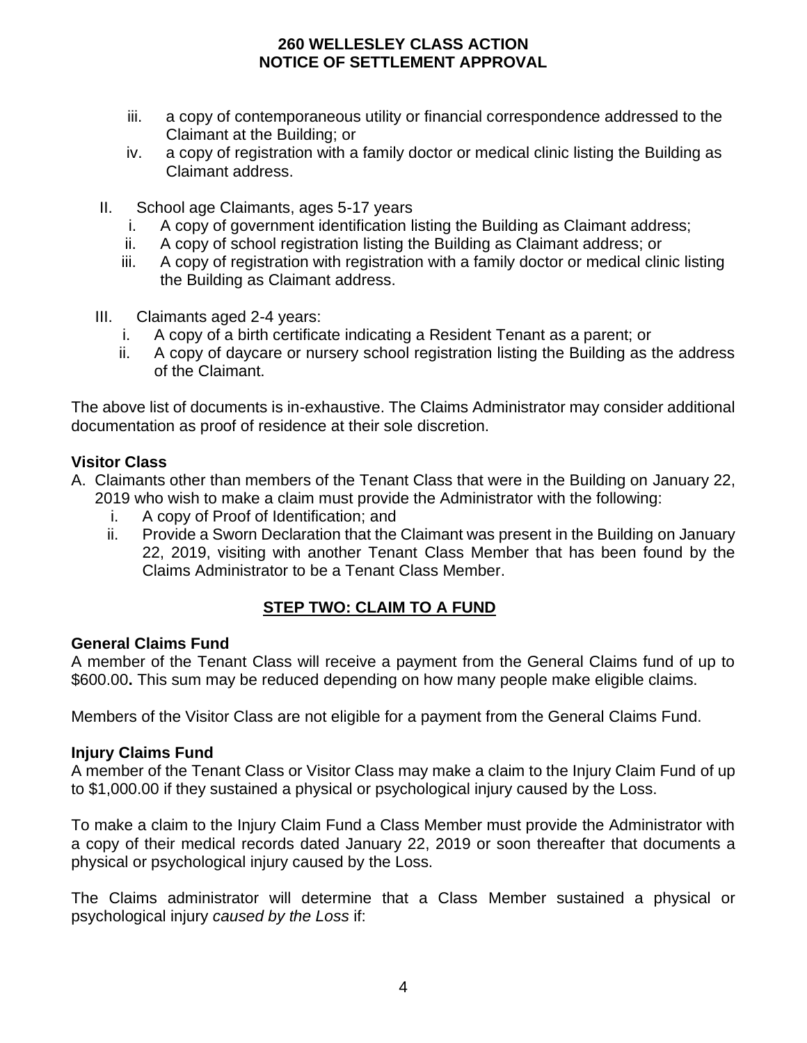iii. a copy of contemporaneous utility or financial correspondence addressed to the Claimant at the Building; or
   iv. a copy of registration with a family doctor or medical clinic listing the Building as Claimant address.

II. School age Claimants, ages 5-17 years
   i. A copy of government identification listing the Building as Claimant address;
   ii. A copy of school registration listing the Building as Claimant address; or
   iii. A copy of registration with registration with a family doctor or medical clinic listing the Building as Claimant address.

III. Claimants aged 2-4 years:
   i. A copy of a birth certificate indicating a Resident Tenant as a parent; or
   ii. A copy of daycare or nursery school registration listing the Building as the address of the Claimant.

The above list of documents is in-exhaustive. The Claims Administrator may consider additional documentation as proof of residence at their sole discretion.

**Visitor Class**

A. Claimants other than members of the Tenant Class that were in the Building on January 22, 2019 who wish to make a claim must provide the Administrator with the following:
   i. A copy of Proof of Identification; and
   ii. Provide a Sworn Declaration that the Claimant was present in the Building on January 22, 2019, visiting with another Tenant Class Member that has been found by the Claims Administrator to be a Tenant Class Member.

## STEP TWO: CLAIM TO A FUND

**General Claims Fund**

A member of the Tenant Class will receive a payment from the General Claims fund of up to $600.00**.** This sum may be reduced depending on how many people make eligible claims.

Members of the Visitor Class are not eligible for a payment from the General Claims Fund.

**Injury Claims Fund**

A member of the Tenant Class or Visitor Class may make a claim to the Injury Claim Fund of up to $1,000.00 if they sustained a physical or psychological injury caused by the Loss.

To make a claim to the Injury Claim Fund a Class Member must provide the Administrator with a copy of their medical records dated January 22, 2019 or soon thereafter that documents a physical or psychological injury caused by the Loss.

The Claims administrator will determine that a Class Member sustained a physical or psychological injury *caused by the Loss* if: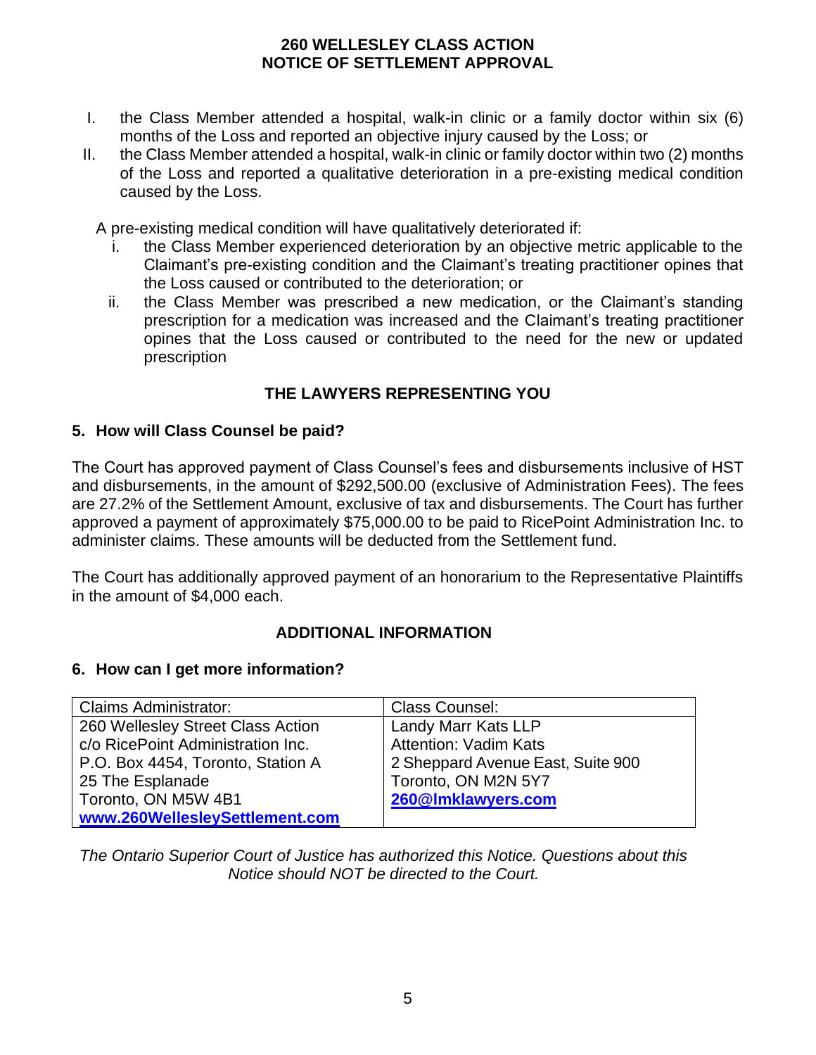I. the Class Member attended a hospital, walk-in clinic or a family doctor within six (6) months of the Loss and reported an objective injury caused by the Loss; or

II. the Class Member attended a hospital, walk-in clinic or family doctor within two (2) months of the Loss and reported a qualitative deterioration in a pre-existing medical condition caused by the Loss.

A pre-existing medical condition will have qualitatively deteriorated if:

i. the Class Member experienced deterioration by an objective metric applicable to the Claimant's pre-existing condition and the Claimant's treating practitioner opines that the Loss caused or contributed to the deterioration; or

ii. the Class Member was prescribed a new medication, or the Claimant's standing prescription for a medication was increased and the Claimant's treating practitioner opines that the Loss caused or contributed to the need for the new or updated prescription

## THE LAWYERS REPRESENTING YOU

### 5. How will Class Counsel be paid?

The Court has approved payment of Class Counsel's fees and disbursements inclusive of HST and disbursements, in the amount of $292,500.00 (exclusive of Administration Fees). The fees are 27.2% of the Settlement Amount, exclusive of tax and disbursements. The Court has further approved a payment of approximately $75,000.00 to be paid to RicePoint Administration Inc. to administer claims. These amounts will be deducted from the Settlement fund.

The Court has additionally approved payment of an honorarium to the Representative Plaintiffs in the amount of $4,000 each.

## ADDITIONAL INFORMATION

### 6. How can I get more information?

| Claims Administrator: | Class Counsel: |
|---|---|
| 260 Wellesley Street Class Action<br>c/o RicePoint Administration Inc.<br>P.O. Box 4454, Toronto, Station A<br>25 The Esplanade<br>Toronto, ON M5W 4B1<br>**www.260WellesleySettlement.com** | Landy Marr Kats LLP<br>Attention: Vadim Kats<br>2 Sheppard Avenue East, Suite 900<br>Toronto, ON M2N 5Y7<br>**260@lmklawyers.com** |

*The Ontario Superior Court of Justice has authorized this Notice. Questions about this Notice should NOT be directed to the Court.*